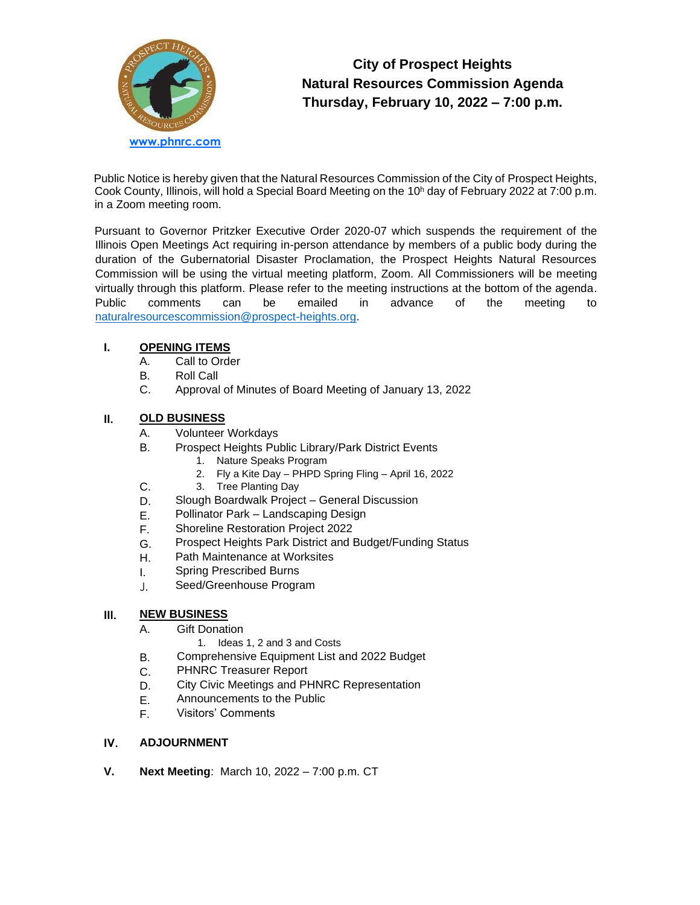www.phnrc.com

# City of Prospect Heights
## Natural Resources Commission Agenda
## Thursday, February 10, 2022 – 7:00 p.m.

Public Notice is hereby given that the Natural Resources Commission of the City of Prospect Heights, Cook County, Illinois, will hold a Special Board Meeting on the 10h day of February 2022 at 7:00 p.m. in a Zoom meeting room.

Pursuant to Governor Pritzker Executive Order 2020-07 which suspends the requirement of the Illinois Open Meetings Act requiring in-person attendance by members of a public body during the duration of the Gubernatorial Disaster Proclamation, the Prospect Heights Natural Resources Commission will be using the virtual meeting platform, Zoom. All Commissioners will be meeting virtually through this platform. Please refer to the meeting instructions at the bottom of the agenda. Public comments can be emailed in advance of the meeting to naturalresourcescommission@prospect-heights.org.

**I. OPENING ITEMS**

- A. Call to Order
- B. Roll Call
- C. Approval of Minutes of Board Meeting of January 13, 2022

**II. OLD BUSINESS**

- A. Volunteer Workdays
- B. Prospect Heights Public Library/Park District Events
  1. Nature Speaks Program
  2. Fly a Kite Day – PHPD Spring Fling – April 16, 2022
- C. 3. Tree Planting Day
- D. Slough Boardwalk Project – General Discussion
- E. Pollinator Park – Landscaping Design
- F. Shoreline Restoration Project 2022
- G. Prospect Heights Park District and Budget/Funding Status
- H. Path Maintenance at Worksites
- I. Spring Prescribed Burns
- J. Seed/Greenhouse Program

**III. NEW BUSINESS**

- A. Gift Donation
  1. Ideas 1, 2 and 3 and Costs
- B. Comprehensive Equipment List and 2022 Budget
- C. PHNRC Treasurer Report
- D. City Civic Meetings and PHNRC Representation
- E. Announcements to the Public
- F. Visitors' Comments

**IV. ADJOURNMENT**

**V. Next Meeting**: March 10, 2022 – 7:00 p.m. CT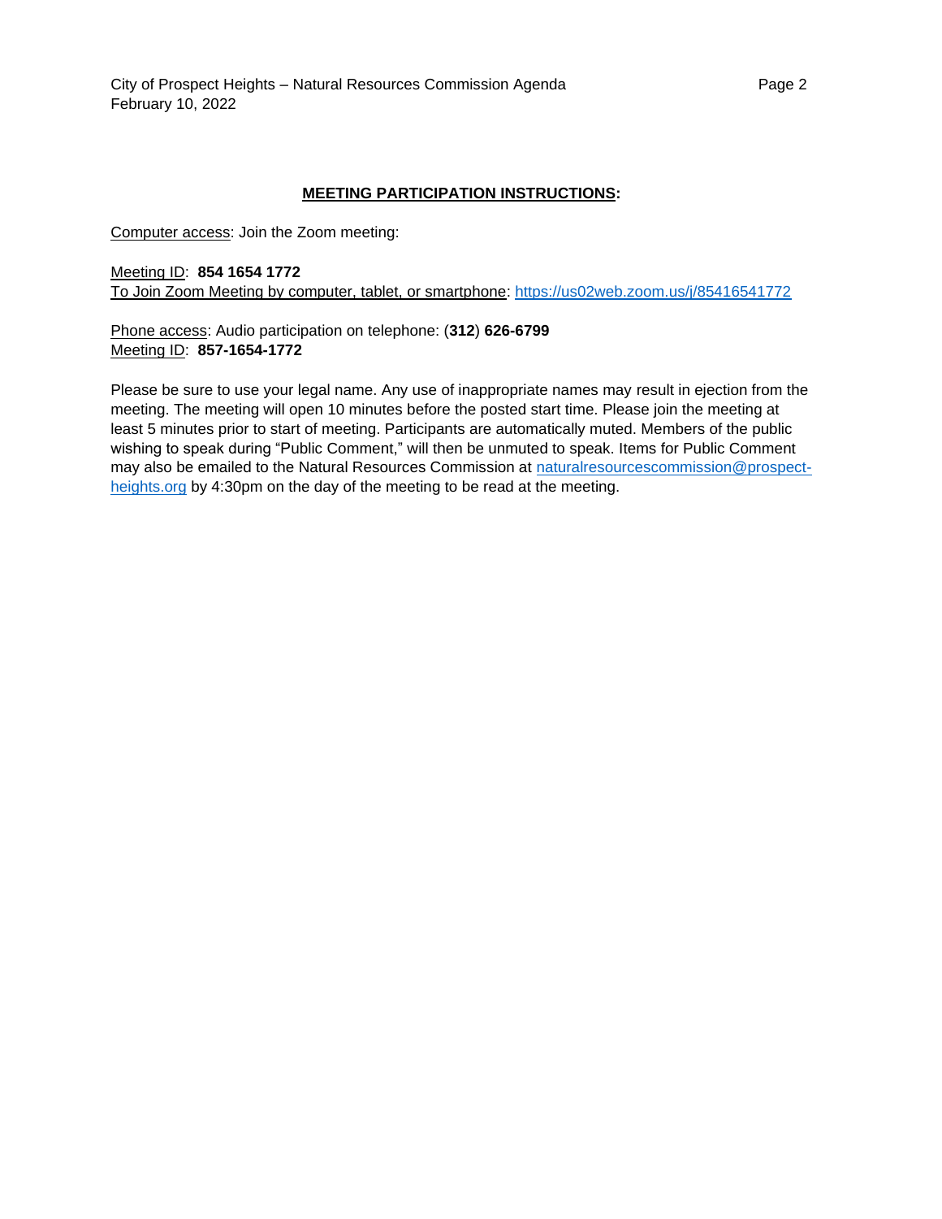## MEETING PARTICIPATION INSTRUCTIONS:

Computer access: Join the Zoom meeting:

Meeting ID: **854 1654 1772**
To Join Zoom Meeting by computer, tablet, or smartphone: https://us02web.zoom.us/j/85416541772

Phone access: Audio participation on telephone: (**312**) **626-6799**
Meeting ID: **857-1654-1772**

Please be sure to use your legal name. Any use of inappropriate names may result in ejection from the meeting. The meeting will open 10 minutes before the posted start time. Please join the meeting at least 5 minutes prior to start of meeting. Participants are automatically muted. Members of the public wishing to speak during "Public Comment," will then be unmuted to speak. Items for Public Comment may also be emailed to the Natural Resources Commission at naturalresourcescommission@prospect-heights.org by 4:30pm on the day of the meeting to be read at the meeting.